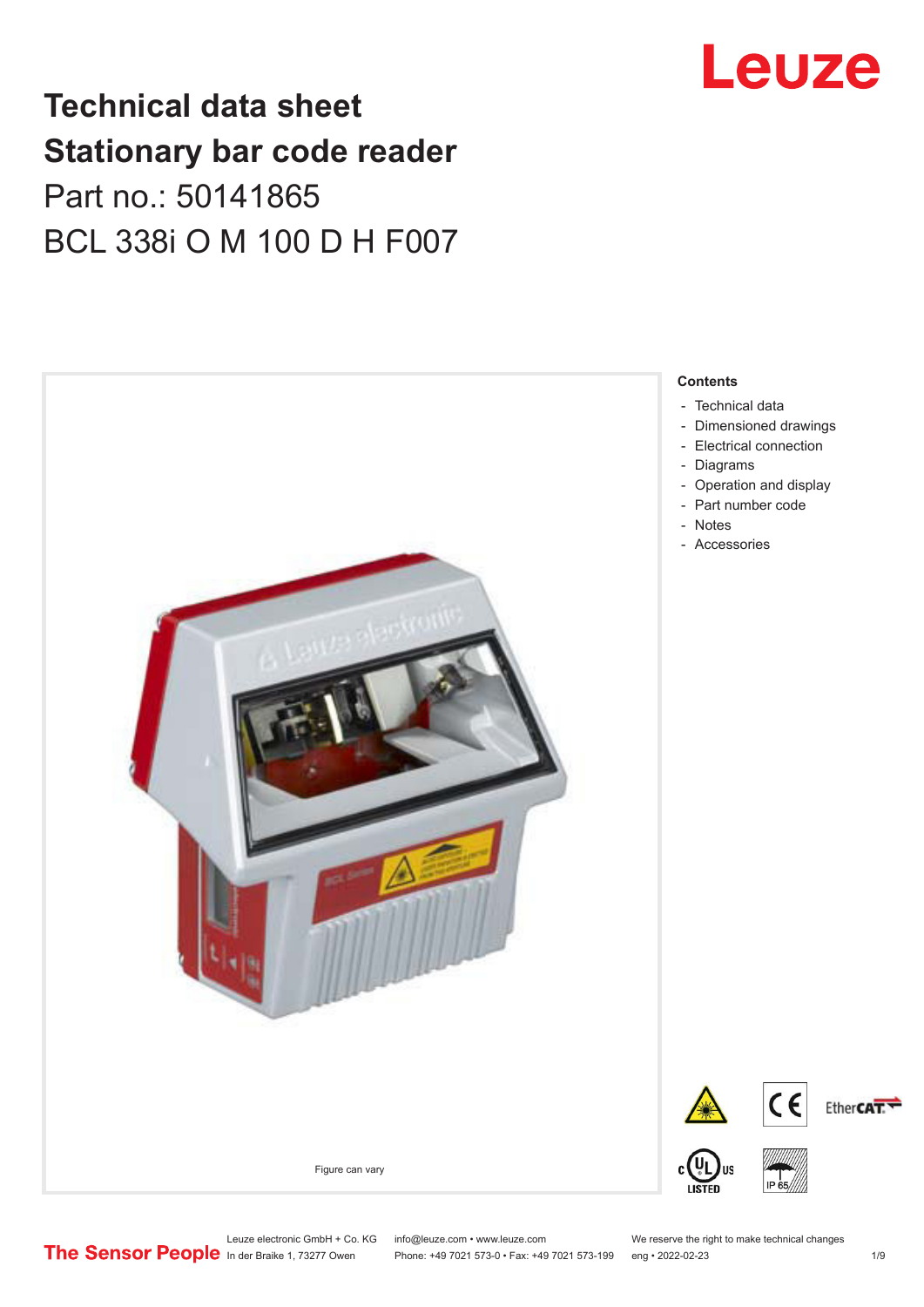# Technical data sheet
# Stationary bar code reader

Part no.: 50141865

BCL 338i O M 100 D H F007

Figure can vary

**Contents**

- Technical data
- Dimensioned drawings
- Electrical connection
- Diagrams
- Operation and display
- Part number code
- Notes
- Accessories

Leuze electronic GmbH + Co. KG
In der Braike 1, 73277 Owen

info@leuze.com • www.leuze.com
Phone: +49 7021 573-0 • Fax: +49 7021 573-199

We reserve the right to make technical changes
eng • 2022-02-23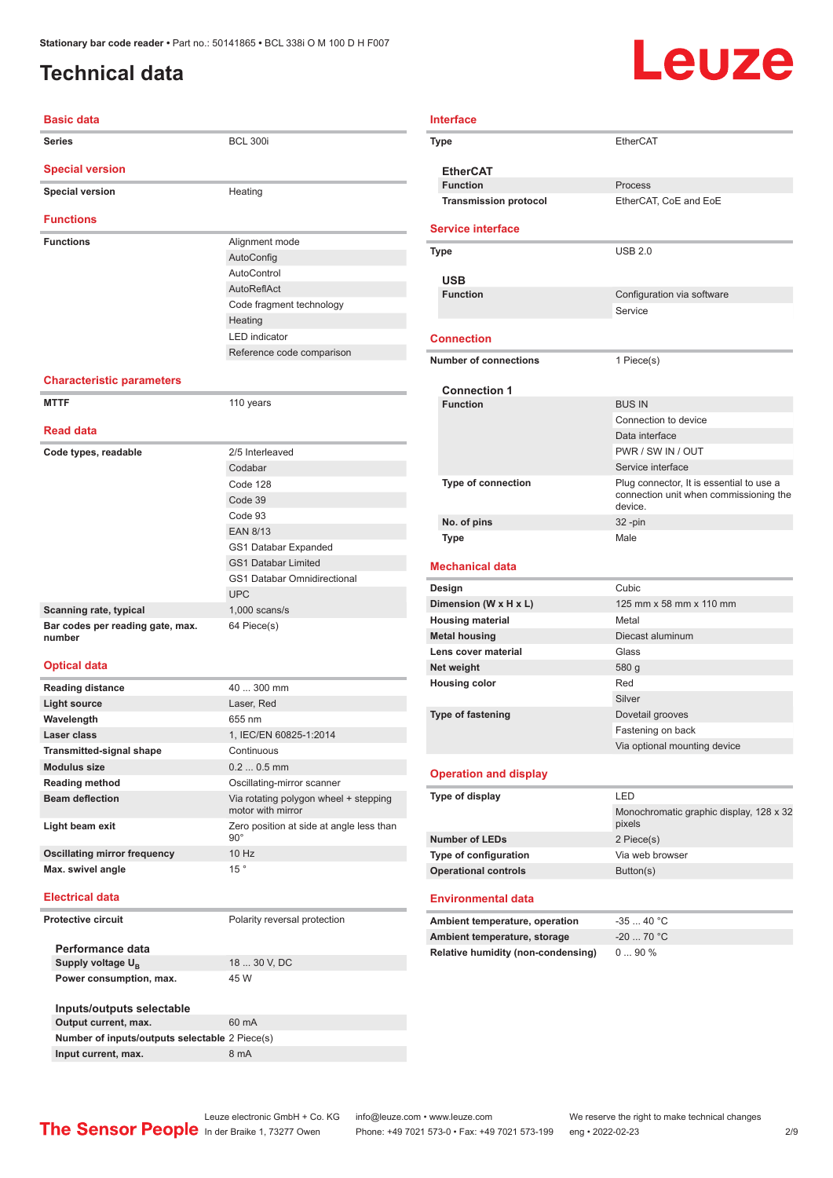Stationary bar code reader • Part no.: 50141865 • BCL 338i O M 100 D H F007

# Technical data

## Basic data

| | |
|---|---|
| **Series** | BCL 300i |

## Special version

| | |
|---|---|
| **Special version** | Heating |

## Functions

| | |
|---|---|
| **Functions** | Alignment mode |
| | AutoConfig |
| | AutoControl |
| | AutoReflAct |
| | Code fragment technology |
| | Heating |
| | LED indicator |
| | Reference code comparison |

## Characteristic parameters

| | |
|---|---|
| **MTTF** | 110 years |

## Read data

| | |
|---|---|
| **Code types, readable** | 2/5 Interleaved |
| | Codabar |
| | Code 128 |
| | Code 39 |
| | Code 93 |
| | EAN 8/13 |
| | GS1 Databar Expanded |
| | GS1 Databar Limited |
| | GS1 Databar Omnidirectional |
| | UPC |
| **Scanning rate, typical** | 1,000 scans/s |
| **Bar codes per reading gate, max. number** | 64 Piece(s) |

## Optical data

| | |
|---|---|
| **Reading distance** | 40 ... 300 mm |
| **Light source** | Laser, Red |
| **Wavelength** | 655 nm |
| **Laser class** | 1, IEC/EN 60825-1:2014 |
| **Transmitted-signal shape** | Continuous |
| **Modulus size** | 0.2 ... 0.5 mm |
| **Reading method** | Oscillating-mirror scanner |
| **Beam deflection** | Via rotating polygon wheel + stepping motor with mirror |
| **Light beam exit** | Zero position at side at angle less than 90° |
| **Oscillating mirror frequency** | 10 Hz |
| **Max. swivel angle** | 15 ° |

## Electrical data

| | |
|---|---|
| **Protective circuit** | Polarity reversal protection |

### Performance data

| | |
|---|---|
| **Supply voltage $U_B$** | 18 ... 30 V, DC |
| **Power consumption, max.** | 45 W |

### Inputs/outputs selectable

| | |
|---|---|
| **Output current, max.** | 60 mA |
| **Number of inputs/outputs selectable** | 2 Piece(s) |
| **Input current, max.** | 8 mA |

## Interface

| | |
|---|---|
| **Type** | EtherCAT |

### EtherCAT

| | |
|---|---|
| **Function** | Process |
| **Transmission protocol** | EtherCAT, CoE and EoE |

## Service interface

| | |
|---|---|
| **Type** | USB 2.0 |

### USB

| | |
|---|---|
| **Function** | Configuration via software |
| | Service |

## Connection

| | |
|---|---|
| **Number of connections** | 1 Piece(s) |

### Connection 1

| | |
|---|---|
| **Function** | BUS IN |
| | Connection to device |
| | Data interface |
| | PWR / SW IN / OUT |
| | Service interface |
| **Type of connection** | Plug connector, It is essential to use a connection unit when commissioning the device. |
| **No. of pins** | 32 -pin |
| **Type** | Male |

## Mechanical data

| | |
|---|---|
| **Design** | Cubic |
| **Dimension (W x H x L)** | 125 mm x 58 mm x 110 mm |
| **Housing material** | Metal |
| **Metal housing** | Diecast aluminum |
| **Lens cover material** | Glass |
| **Net weight** | 580 g |
| **Housing color** | Red |
| | Silver |
| **Type of fastening** | Dovetail grooves |
| | Fastening on back |
| | Via optional mounting device |

## Operation and display

| | |
|---|---|
| **Type of display** | LED |
| | Monochromatic graphic display, 128 x 32 pixels |
| **Number of LEDs** | 2 Piece(s) |
| **Type of configuration** | Via web browser |
| **Operational controls** | Button(s) |

## Environmental data

| | |
|---|---|
| **Ambient temperature, operation** | -35 ... 40 °C |
| **Ambient temperature, storage** | -20 ... 70 °C |
| **Relative humidity (non-condensing)** | 0 ... 90 % |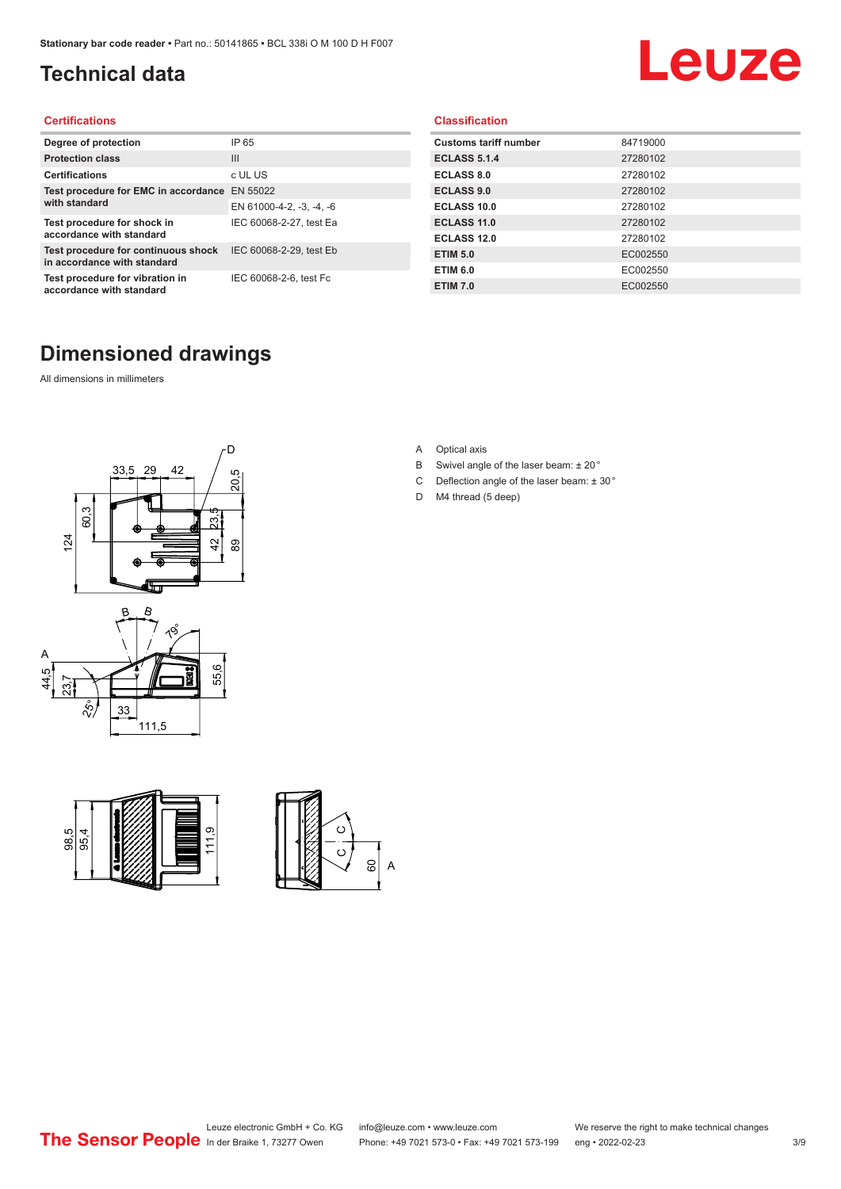# Technical data

## Certifications

| Degree of protection | IP 65 |
|---|---|
| Protection class | III |
| Certifications | c UL US |
| Test procedure for EMC in accordance with standard | EN 55022 |
| | EN 61000-4-2, -3, -4, -6 |
| Test procedure for shock in accordance with standard | IEC 60068-2-27, test Ea |
| Test procedure for continuous shock in accordance with standard | IEC 60068-2-29, test Eb |
| Test procedure for vibration in accordance with standard | IEC 60068-2-6, test Fc |

## Classification

| Customs tariff number | 84719000 |
|---|---|
| ECLASS 5.1.4 | 27280102 |
| ECLASS 8.0 | 27280102 |
| ECLASS 9.0 | 27280102 |
| ECLASS 10.0 | 27280102 |
| ECLASS 11.0 | 27280102 |
| ECLASS 12.0 | 27280102 |
| ETIM 5.0 | EC002550 |
| ETIM 6.0 | EC002550 |
| ETIM 7.0 | EC002550 |

# Dimensioned drawings

All dimensions in millimeters

A Optical axis
B Swivel angle of the laser beam: ± 20 °
C Deflection angle of the laser beam: ± 30 °
D M4 thread (5 deep)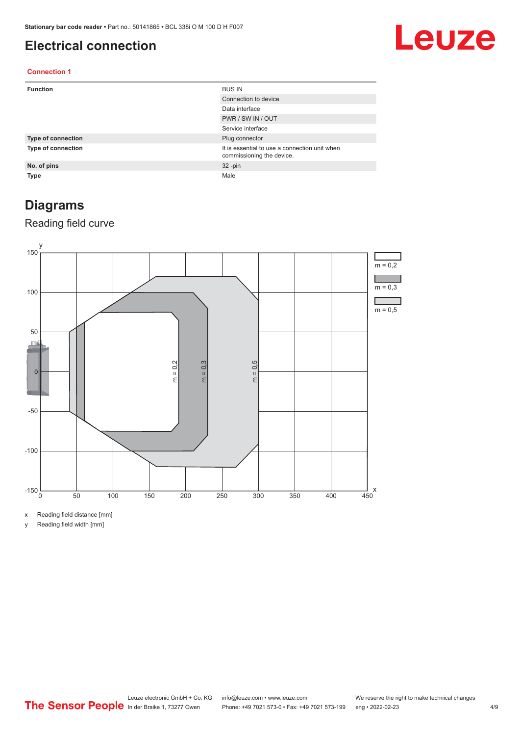# Electrical connection

**Connection 1**

| Function | BUS IN |
|---|---|
| | Connection to device |
| | Data interface |
| | PWR / SW IN / OUT |
| | Service interface |
| **Type of connection** | Plug connector |
| **Type of connection** | It is essential to use a connection unit when commissioning the device. |
| **No. of pins** | 32 -pin |
| **Type** | Male |

# Diagrams

## Reading field curve

x Reading field distance [mm]

y Reading field width [mm]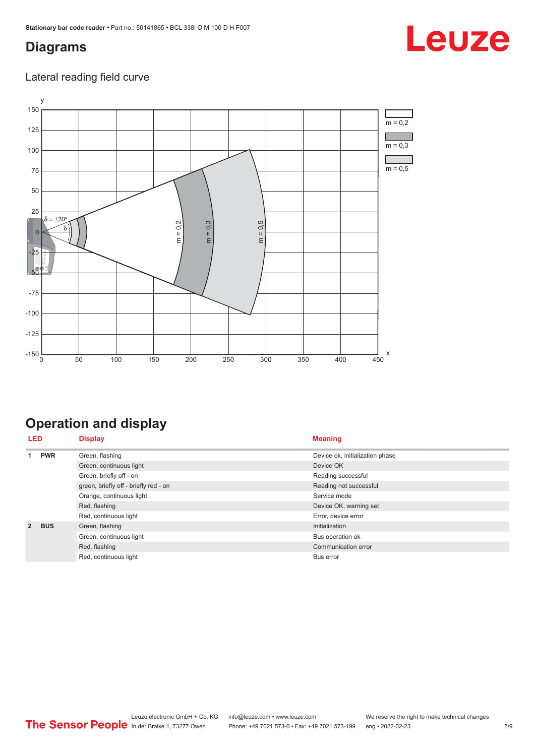# Diagrams

## Lateral reading field curve

# Operation and display

| LED | | Display | Meaning |
|---|---|---|---|
| 1 | PWR | Green, flashing | Device ok, initialization phase |
| | | Green, continuous light | Device OK |
| | | Green, briefly off - on | Reading successful |
| | | green, briefly off - briefly red - on | Reading not successful |
| | | Orange, continuous light | Service mode |
| | | Red, flashing | Device OK, warning set |
| | | Red, continuous light | Error, device error |
| 2 | BUS | Green, flashing | Initialization |
| | | Green, continuous light | Bus operation ok |
| | | Red, flashing | Communication error |
| | | Red, continuous light | Bus error |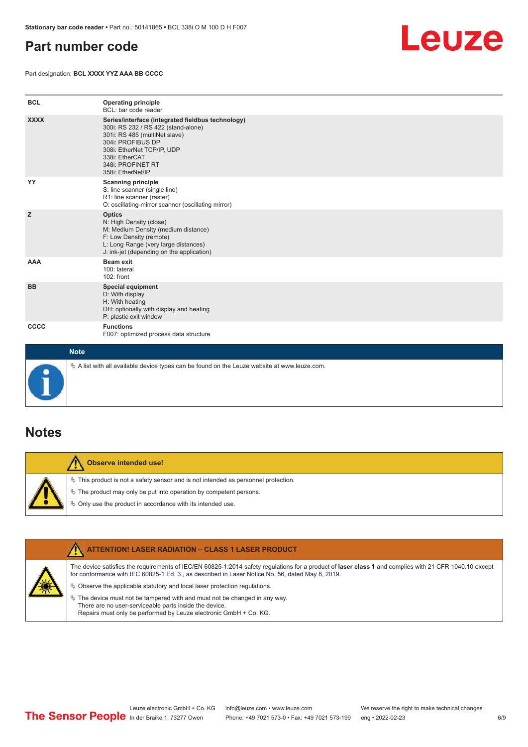# Part number code

Part designation: **BCL XXXX YYZ AAA BB CCCC**

| | |
|---|---|
| **BCL** | **Operating principle**<br>BCL: bar code reader |
| **XXXX** | **Series/interface (integrated fieldbus technology)**<br>300i: RS 232 / RS 422 (stand-alone)<br>301i: RS 485 (multiNet slave)<br>304i: PROFIBUS DP<br>308i: EtherNet TCP/IP, UDP<br>338i: EtherCAT<br>348i: PROFINET RT<br>358i: EtherNet/IP |
| **YY** | **Scanning principle**<br>S: line scanner (single line)<br>R1: line scanner (raster)<br>O: oscillating-mirror scanner (oscillating mirror) |
| **Z** | **Optics**<br>N: High Density (close)<br>M: Medium Density (medium distance)<br>F: Low Density (remote)<br>L: Long Range (very large distances)<br>J: ink-jet (depending on the application) |
| **AAA** | **Beam exit**<br>100: lateral<br>102: front |
| **BB** | **Special equipment**<br>D: With display<br>H: With heating<br>DH: optionally with display and heating<br>P: plastic exit window |
| **CCCC** | **Functions**<br>F007: optimized process data structure |

**Note**

↳ A list with all available device types can be found on the Leuze website at www.leuze.com.

# Notes

**Observe intended use!**

↳ This product is not a safety sensor and is not intended as personnel protection.

↳ The product may only be put into operation by competent persons.

↳ Only use the product in accordance with its intended use.

**ATTENTION! LASER RADIATION – CLASS 1 LASER PRODUCT**

The device satisfies the requirements of IEC/EN 60825-1:2014 safety regulations for a product of **laser class 1** and complies with 21 CFR 1040.10 except for conformance with IEC 60825-1 Ed. 3., as described in Laser Notice No. 56, dated May 8, 2019.

↳ Observe the applicable statutory and local laser protection regulations.

↳ The device must not be tampered with and must not be changed in any way.
There are no user-serviceable parts inside the device.
Repairs must only be performed by Leuze electronic GmbH + Co. KG.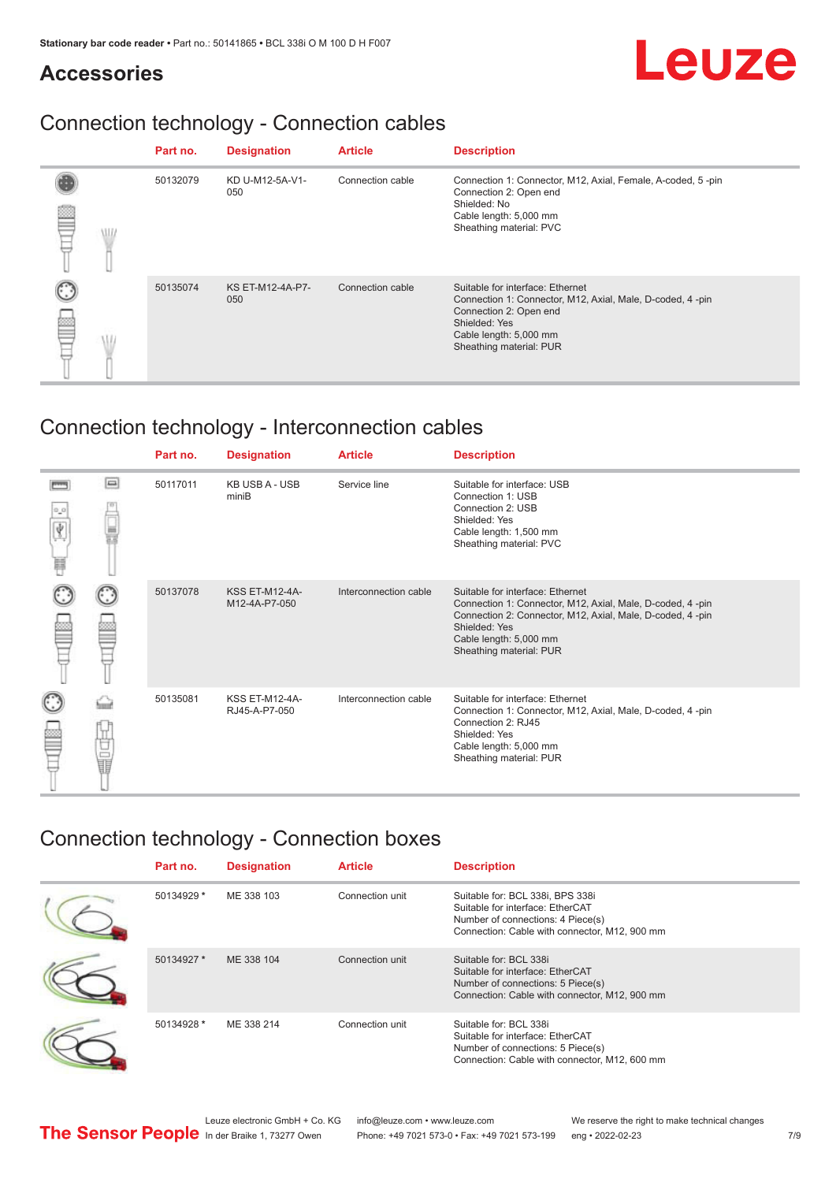## Accessories

## Connection technology - Connection cables

| Part no. | Designation | Article | Description |
|---|---|---|---|
| 50132079 | KD U-M12-5A-V1-050 | Connection cable | Connection 1: Connector, M12, Axial, Female, A-coded, 5 -pin<br>Connection 2: Open end<br>Shielded: No<br>Cable length: 5,000 mm<br>Sheathing material: PVC |
| 50135074 | KS ET-M12-4A-P7-050 | Connection cable | Suitable for interface: Ethernet<br>Connection 1: Connector, M12, Axial, Male, D-coded, 4 -pin<br>Connection 2: Open end<br>Shielded: Yes<br>Cable length: 5,000 mm<br>Sheathing material: PUR |

## Connection technology - Interconnection cables

| Part no. | Designation | Article | Description |
|---|---|---|---|
| 50117011 | KB USB A - USB miniB | Service line | Suitable for interface: USB<br>Connection 1: USB<br>Connection 2: USB<br>Shielded: Yes<br>Cable length: 1,500 mm<br>Sheathing material: PVC |
| 50137078 | KSS ET-M12-4A-M12-4A-P7-050 | Interconnection cable | Suitable for interface: Ethernet<br>Connection 1: Connector, M12, Axial, Male, D-coded, 4 -pin<br>Connection 2: Connector, M12, Axial, Male, D-coded, 4 -pin<br>Shielded: Yes<br>Cable length: 5,000 mm<br>Sheathing material: PUR |
| 50135081 | KSS ET-M12-4A-RJ45-A-P7-050 | Interconnection cable | Suitable for interface: Ethernet<br>Connection 1: Connector, M12, Axial, Male, D-coded, 4 -pin<br>Connection 2: RJ45<br>Shielded: Yes<br>Cable length: 5,000 mm<br>Sheathing material: PUR |

## Connection technology - Connection boxes

| Part no. | Designation | Article | Description |
|---|---|---|---|
| 50134929 * | ME 338 103 | Connection unit | Suitable for: BCL 338i, BPS 338i<br>Suitable for interface: EtherCAT<br>Number of connections: 4 Piece(s)<br>Connection: Cable with connector, M12, 900 mm |
| 50134927 * | ME 338 104 | Connection unit | Suitable for: BCL 338i<br>Suitable for interface: EtherCAT<br>Number of connections: 5 Piece(s)<br>Connection: Cable with connector, M12, 900 mm |
| 50134928 * | ME 338 214 | Connection unit | Suitable for: BCL 338i<br>Suitable for interface: EtherCAT<br>Number of connections: 5 Piece(s)<br>Connection: Cable with connector, M12, 600 mm |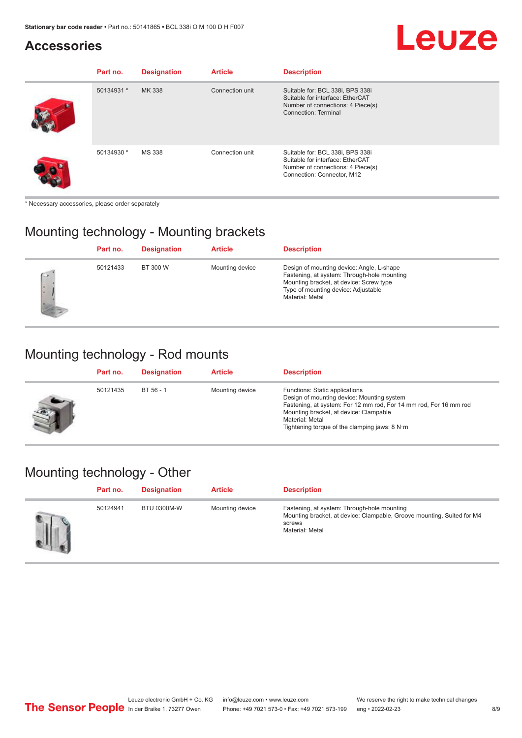## Accessories

| Part no. | Designation | Article | Description |
|---|---|---|---|
| 50134931 * | MK 338 | Connection unit | Suitable for: BCL 338i, BPS 338i<br>Suitable for interface: EtherCAT<br>Number of connections: 4 Piece(s)<br>Connection: Terminal |
| 50134930 * | MS 338 | Connection unit | Suitable for: BCL 338i, BPS 338i<br>Suitable for interface: EtherCAT<br>Number of connections: 4 Piece(s)<br>Connection: Connector, M12 |

* Necessary accessories, please order separately

## Mounting technology - Mounting brackets

| Part no. | Designation | Article | Description |
|---|---|---|---|
| 50121433 | BT 300 W | Mounting device | Design of mounting device: Angle, L-shape<br>Fastening, at system: Through-hole mounting<br>Mounting bracket, at device: Screw type<br>Type of mounting device: Adjustable<br>Material: Metal |

## Mounting technology - Rod mounts

| Part no. | Designation | Article | Description |
|---|---|---|---|
| 50121435 | BT 56 - 1 | Mounting device | Functions: Static applications<br>Design of mounting device: Mounting system<br>Fastening, at system: For 12 mm rod, For 14 mm rod, For 16 mm rod<br>Mounting bracket, at device: Clampable<br>Material: Metal<br>Tightening torque of the clamping jaws: 8 N·m |

## Mounting technology - Other

| Part no. | Designation | Article | Description |
|---|---|---|---|
| 50124941 | BTU 0300M-W | Mounting device | Fastening, at system: Through-hole mounting<br>Mounting bracket, at device: Clampable, Groove mounting, Suited for M4 screws<br>Material: Metal |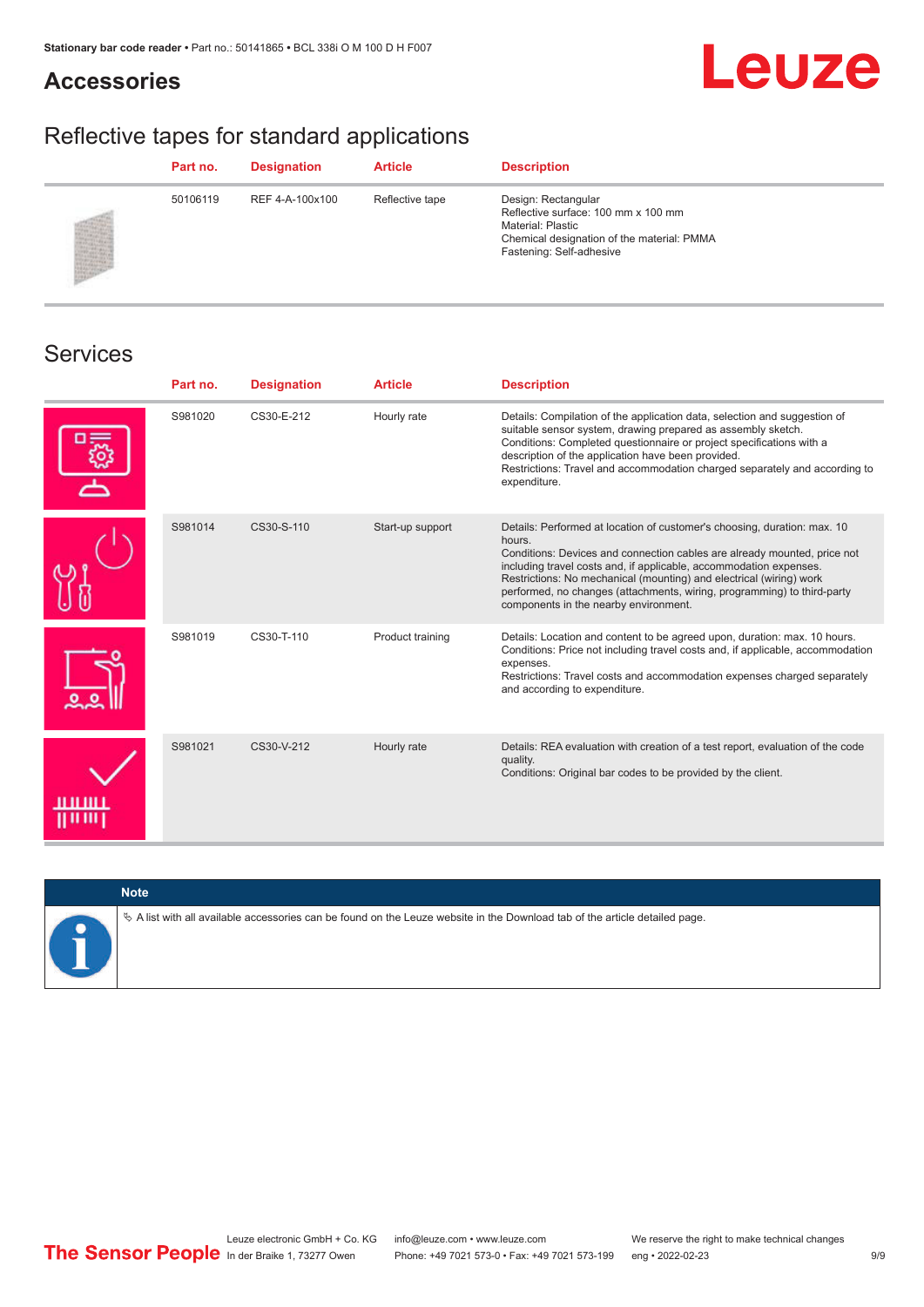## Accessories

# Reflective tapes for standard applications

| Part no. | Designation | Article | Description |
| --- | --- | --- | --- |
| 50106119 | REF 4-A-100x100 | Reflective tape | Design: Rectangular<br>Reflective surface: 100 mm x 100 mm<br>Material: Plastic<br>Chemical designation of the material: PMMA<br>Fastening: Self-adhesive |

# Services

| Part no. | Designation | Article | Description |
| --- | --- | --- | --- |
| S981020 | CS30-E-212 | Hourly rate | Details: Compilation of the application data, selection and suggestion of suitable sensor system, drawing prepared as assembly sketch.<br>Conditions: Completed questionnaire or project specifications with a description of the application have been provided.<br>Restrictions: Travel and accommodation charged separately and according to expenditure. |
| S981014 | CS30-S-110 | Start-up support | Details: Performed at location of customer's choosing, duration: max. 10 hours.<br>Conditions: Devices and connection cables are already mounted, price not including travel costs and, if applicable, accommodation expenses.<br>Restrictions: No mechanical (mounting) and electrical (wiring) work performed, no changes (attachments, wiring, programming) to third-party components in the nearby environment. |
| S981019 | CS30-T-110 | Product training | Details: Location and content to be agreed upon, duration: max. 10 hours.<br>Conditions: Price not including travel costs and, if applicable, accommodation expenses.<br>Restrictions: Travel costs and accommodation expenses charged separately and according to expenditure. |
| S981021 | CS30-V-212 | Hourly rate | Details: REA evaluation with creation of a test report, evaluation of the code quality.<br>Conditions: Original bar codes to be provided by the client. |

**Note**

↻ A list with all available accessories can be found on the Leuze website in the Download tab of the article detailed page.

The Sensor People
Leuze electronic GmbH + Co. KG
In der Braike 1, 73277 Owen
info@leuze.com • www.leuze.com
Phone: +49 7021 573-0 • Fax: +49 7021 573-199
We reserve the right to make technical changes
eng • 2022-02-23